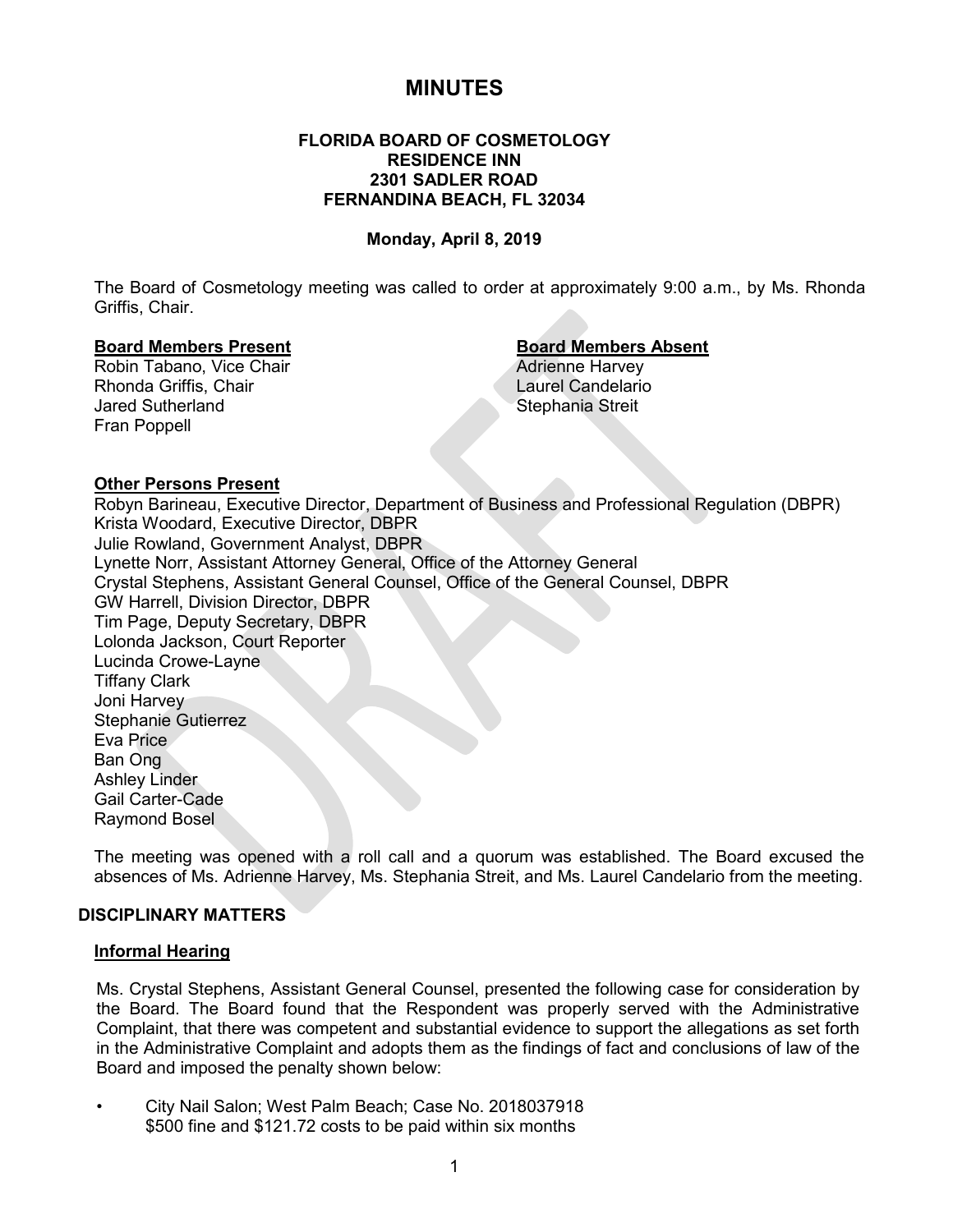# MINUTES

**FLORIDA BOARD OF COSMETOLOGY**
**RESIDENCE INN**
**2301 SADLER ROAD**
**FERNANDINA BEACH, FL 32034**

**Monday, April 8, 2019**

The Board of Cosmetology meeting was called to order at approximately 9:00 a.m., by Ms. Rhonda Griffis, Chair.

**Board Members Present**
Robin Tabano, Vice Chair
Rhonda Griffis, Chair
Jared Sutherland
Fran Poppell

**Board Members Absent**
Adrienne Harvey
Laurel Candelario
Stephania Streit

**Other Persons Present**
Robyn Barineau, Executive Director, Department of Business and Professional Regulation (DBPR)
Krista Woodard, Executive Director, DBPR
Julie Rowland, Government Analyst, DBPR
Lynette Norr, Assistant Attorney General, Office of the Attorney General
Crystal Stephens, Assistant General Counsel, Office of the General Counsel, DBPR
GW Harrell, Division Director, DBPR
Tim Page, Deputy Secretary, DBPR
Lolonda Jackson, Court Reporter
Lucinda Crowe-Layne
Tiffany Clark
Joni Harvey
Stephanie Gutierrez
Eva Price
Ban Ong
Ashley Linder
Gail Carter-Cade
Raymond Bosel

The meeting was opened with a roll call and a quorum was established. The Board excused the absences of Ms. Adrienne Harvey, Ms. Stephania Streit, and Ms. Laurel Candelario from the meeting.

## DISCIPLINARY MATTERS

### Informal Hearing

Ms. Crystal Stephens, Assistant General Counsel, presented the following case for consideration by the Board. The Board found that the Respondent was properly served with the Administrative Complaint, that there was competent and substantial evidence to support the allegations as set forth in the Administrative Complaint and adopts them as the findings of fact and conclusions of law of the Board and imposed the penalty shown below:

- City Nail Salon; West Palm Beach; Case No. 2018037918
  $500 fine and $121.72 costs to be paid within six months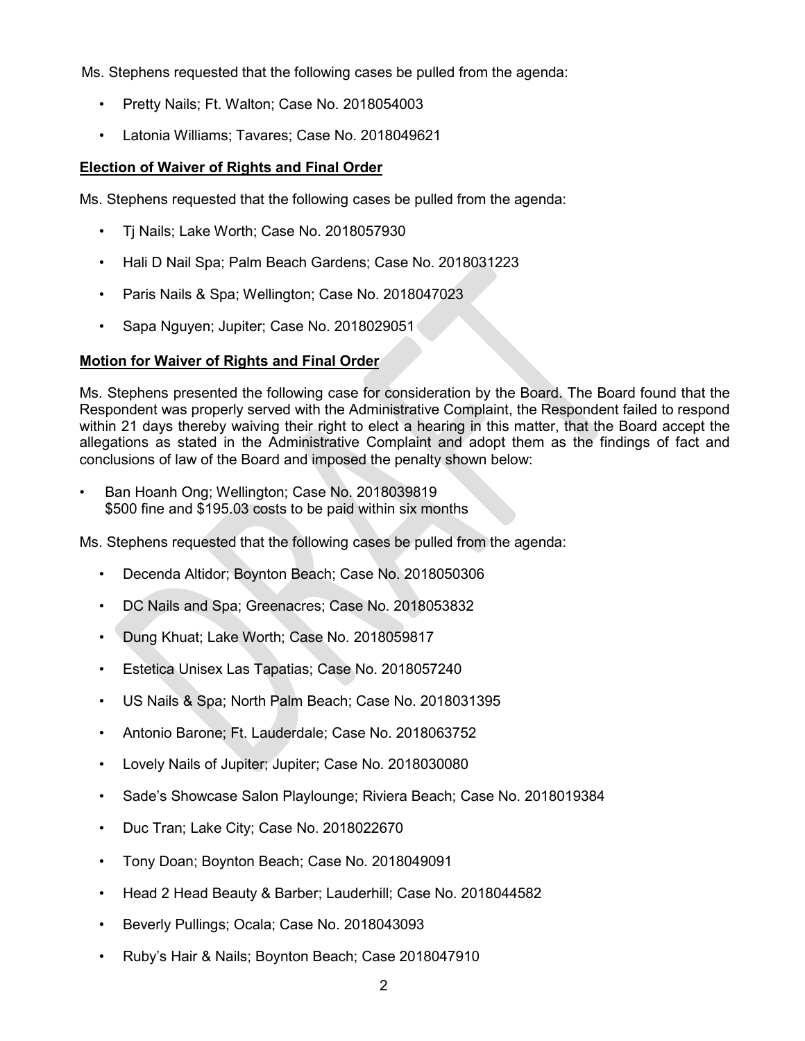Ms. Stephens requested that the following cases be pulled from the agenda:

- Pretty Nails; Ft. Walton; Case No. 2018054003
- Latonia Williams; Tavares; Case No. 2018049621

**Election of Waiver of Rights and Final Order**

Ms. Stephens requested that the following cases be pulled from the agenda:

- Tj Nails; Lake Worth; Case No. 2018057930
- Hali D Nail Spa; Palm Beach Gardens; Case No. 2018031223
- Paris Nails & Spa; Wellington; Case No. 2018047023
- Sapa Nguyen; Jupiter; Case No. 2018029051

**Motion for Waiver of Rights and Final Order**

Ms. Stephens presented the following case for consideration by the Board. The Board found that the Respondent was properly served with the Administrative Complaint, the Respondent failed to respond within 21 days thereby waiving their right to elect a hearing in this matter, that the Board accept the allegations as stated in the Administrative Complaint and adopt them as the findings of fact and conclusions of law of the Board and imposed the penalty shown below:

- Ban Hoanh Ong; Wellington; Case No. 2018039819
  $500 fine and $195.03 costs to be paid within six months

Ms. Stephens requested that the following cases be pulled from the agenda:

- Decenda Altidor; Boynton Beach; Case No. 2018050306
- DC Nails and Spa; Greenacres; Case No. 2018053832
- Dung Khuat; Lake Worth; Case No. 2018059817
- Estetica Unisex Las Tapatias; Case No. 2018057240
- US Nails & Spa; North Palm Beach; Case No. 2018031395
- Antonio Barone; Ft. Lauderdale; Case No. 2018063752
- Lovely Nails of Jupiter; Jupiter; Case No. 2018030080
- Sade's Showcase Salon Playlounge; Riviera Beach; Case No. 2018019384
- Duc Tran; Lake City; Case No. 2018022670
- Tony Doan; Boynton Beach; Case No. 2018049091
- Head 2 Head Beauty & Barber; Lauderhill; Case No. 2018044582
- Beverly Pullings; Ocala; Case No. 2018043093
- Ruby's Hair & Nails; Boynton Beach; Case 2018047910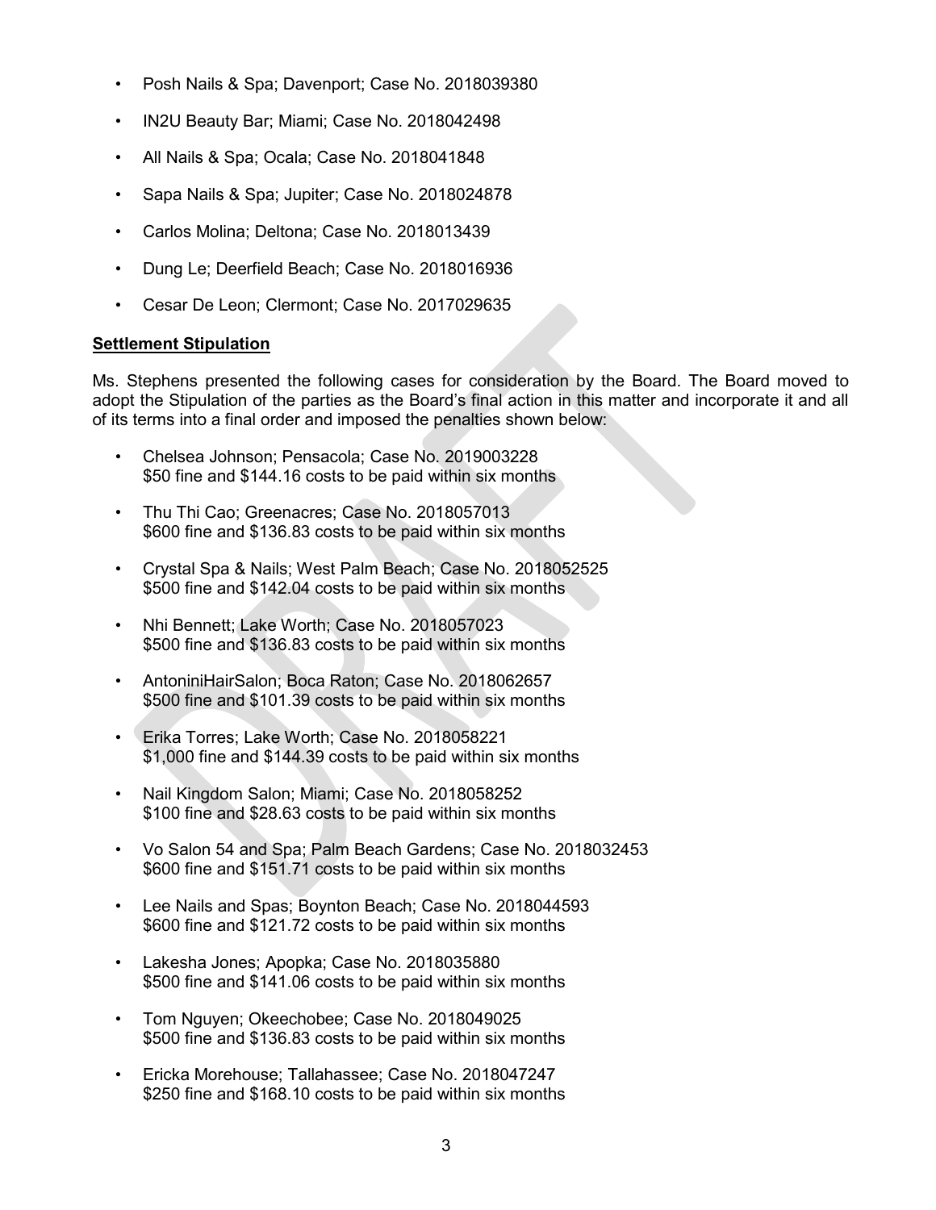- Posh Nails & Spa; Davenport; Case No. 2018039380
- IN2U Beauty Bar; Miami; Case No. 2018042498
- All Nails & Spa; Ocala; Case No. 2018041848
- Sapa Nails & Spa; Jupiter; Case No. 2018024878
- Carlos Molina; Deltona; Case No. 2018013439
- Dung Le; Deerfield Beach; Case No. 2018016936
- Cesar De Leon; Clermont; Case No. 2017029635

**Settlement Stipulation**

Ms. Stephens presented the following cases for consideration by the Board. The Board moved to adopt the Stipulation of the parties as the Board's final action in this matter and incorporate it and all of its terms into a final order and imposed the penalties shown below:

- Chelsea Johnson; Pensacola; Case No. 2019003228
  $50 fine and $144.16 costs to be paid within six months
- Thu Thi Cao; Greenacres; Case No. 2018057013
  $600 fine and $136.83 costs to be paid within six months
- Crystal Spa & Nails; West Palm Beach; Case No. 2018052525
  $500 fine and $142.04 costs to be paid within six months
- Nhi Bennett; Lake Worth; Case No. 2018057023
  $500 fine and $136.83 costs to be paid within six months
- AntoniniHairSalon; Boca Raton; Case No. 2018062657
  $500 fine and $101.39 costs to be paid within six months
- Erika Torres; Lake Worth; Case No. 2018058221
  $1,000 fine and $144.39 costs to be paid within six months
- Nail Kingdom Salon; Miami; Case No. 2018058252
  $100 fine and $28.63 costs to be paid within six months
- Vo Salon 54 and Spa; Palm Beach Gardens; Case No. 2018032453
  $600 fine and $151.71 costs to be paid within six months
- Lee Nails and Spas; Boynton Beach; Case No. 2018044593
  $600 fine and $121.72 costs to be paid within six months
- Lakesha Jones; Apopka; Case No. 2018035880
  $500 fine and $141.06 costs to be paid within six months
- Tom Nguyen; Okeechobee; Case No. 2018049025
  $500 fine and $136.83 costs to be paid within six months
- Ericka Morehouse; Tallahassee; Case No. 2018047247
  $250 fine and $168.10 costs to be paid within six months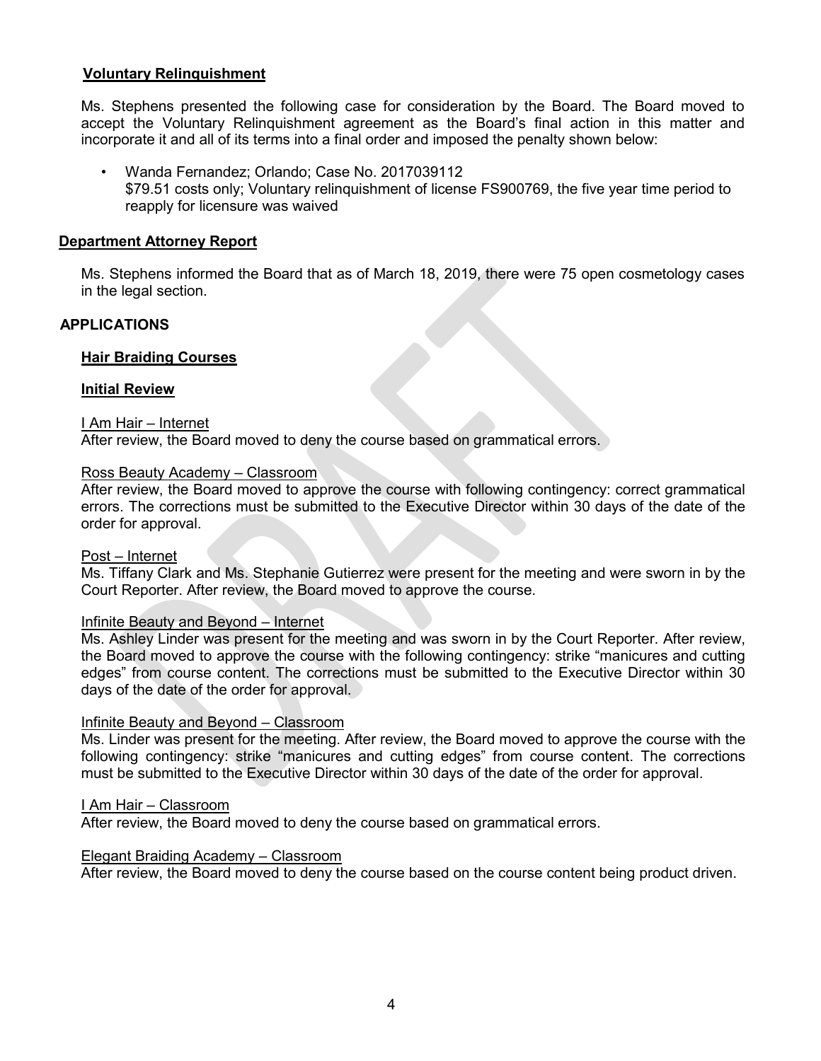### **Voluntary Relinquishment**

Ms. Stephens presented the following case for consideration by the Board. The Board moved to accept the Voluntary Relinquishment agreement as the Board's final action in this matter and incorporate it and all of its terms into a final order and imposed the penalty shown below:

- Wanda Fernandez; Orlando; Case No. 2017039112
  $79.51 costs only; Voluntary relinquishment of license FS900769, the five year time period to reapply for licensure was waived

### **Department Attorney Report**

Ms. Stephens informed the Board that as of March 18, 2019, there were 75 open cosmetology cases in the legal section.

## APPLICATIONS

### **Hair Braiding Courses**

### **Initial Review**

I Am Hair – Internet
After review, the Board moved to deny the course based on grammatical errors.

Ross Beauty Academy – Classroom
After review, the Board moved to approve the course with following contingency: correct grammatical errors. The corrections must be submitted to the Executive Director within 30 days of the date of the order for approval.

Post – Internet
Ms. Tiffany Clark and Ms. Stephanie Gutierrez were present for the meeting and were sworn in by the Court Reporter. After review, the Board moved to approve the course.

Infinite Beauty and Beyond – Internet
Ms. Ashley Linder was present for the meeting and was sworn in by the Court Reporter. After review, the Board moved to approve the course with the following contingency: strike "manicures and cutting edges" from course content. The corrections must be submitted to the Executive Director within 30 days of the date of the order for approval.

Infinite Beauty and Beyond – Classroom
Ms. Linder was present for the meeting. After review, the Board moved to approve the course with the following contingency: strike "manicures and cutting edges" from course content. The corrections must be submitted to the Executive Director within 30 days of the date of the order for approval.

I Am Hair – Classroom
After review, the Board moved to deny the course based on grammatical errors.

Elegant Braiding Academy – Classroom
After review, the Board moved to deny the course based on the course content being product driven.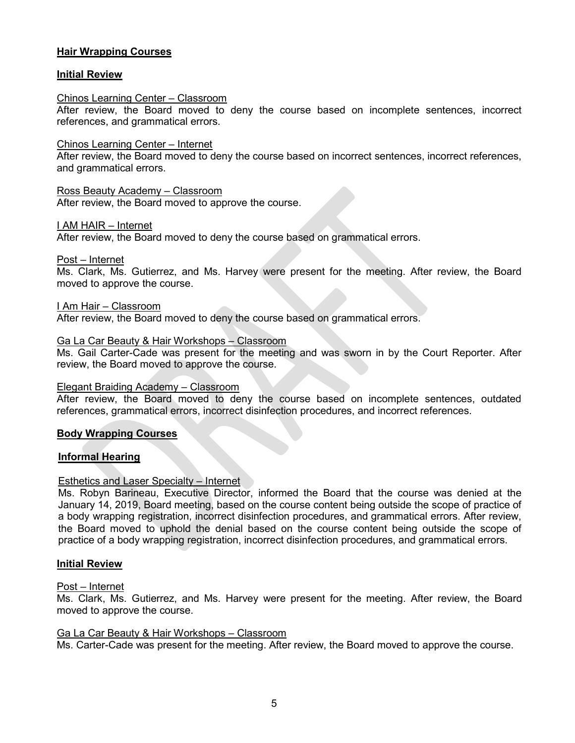**Hair Wrapping Courses**

**Initial Review**

Chinos Learning Center – Classroom
After review, the Board moved to deny the course based on incomplete sentences, incorrect references, and grammatical errors.

Chinos Learning Center – Internet
After review, the Board moved to deny the course based on incorrect sentences, incorrect references, and grammatical errors.

Ross Beauty Academy – Classroom
After review, the Board moved to approve the course.

I AM HAIR – Internet
After review, the Board moved to deny the course based on grammatical errors.

Post – Internet
Ms. Clark, Ms. Gutierrez, and Ms. Harvey were present for the meeting. After review, the Board moved to approve the course.

I Am Hair – Classroom
After review, the Board moved to deny the course based on grammatical errors.

Ga La Car Beauty & Hair Workshops – Classroom
Ms. Gail Carter-Cade was present for the meeting and was sworn in by the Court Reporter. After review, the Board moved to approve the course.

Elegant Braiding Academy – Classroom
After review, the Board moved to deny the course based on incomplete sentences, outdated references, grammatical errors, incorrect disinfection procedures, and incorrect references.

**Body Wrapping Courses**

**Informal Hearing**

Esthetics and Laser Specialty – Internet
Ms. Robyn Barineau, Executive Director, informed the Board that the course was denied at the January 14, 2019, Board meeting, based on the course content being outside the scope of practice of a body wrapping registration, incorrect disinfection procedures, and grammatical errors. After review, the Board moved to uphold the denial based on the course content being outside the scope of practice of a body wrapping registration, incorrect disinfection procedures, and grammatical errors.

**Initial Review**

Post – Internet
Ms. Clark, Ms. Gutierrez, and Ms. Harvey were present for the meeting. After review, the Board moved to approve the course.

Ga La Car Beauty & Hair Workshops – Classroom
Ms. Carter-Cade was present for the meeting. After review, the Board moved to approve the course.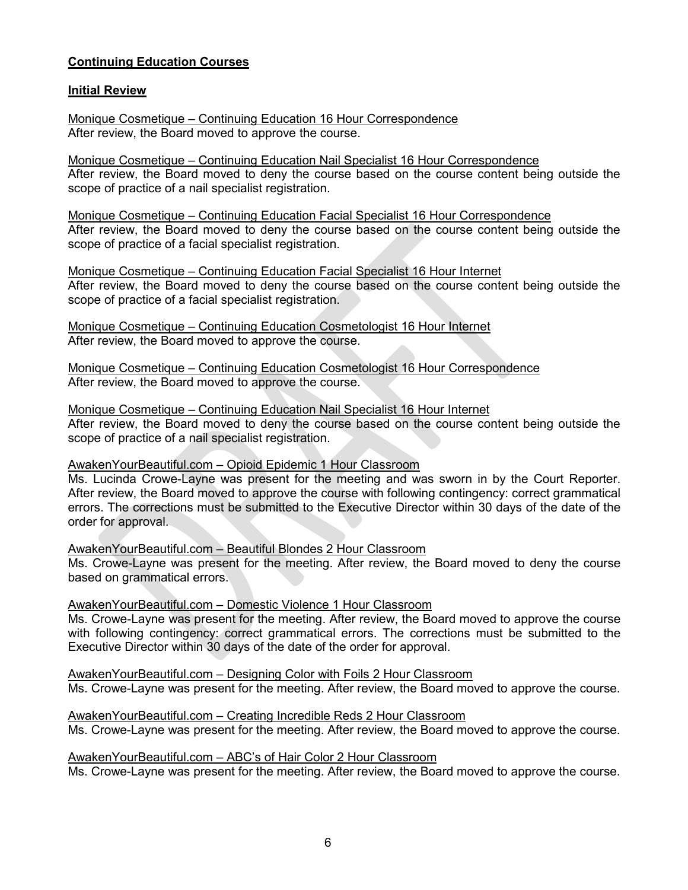**Continuing Education Courses**

**Initial Review**

Monique Cosmetique – Continuing Education 16 Hour Correspondence
After review, the Board moved to approve the course.

Monique Cosmetique – Continuing Education Nail Specialist 16 Hour Correspondence
After review, the Board moved to deny the course based on the course content being outside the scope of practice of a nail specialist registration.

Monique Cosmetique – Continuing Education Facial Specialist 16 Hour Correspondence
After review, the Board moved to deny the course based on the course content being outside the scope of practice of a facial specialist registration.

Monique Cosmetique – Continuing Education Facial Specialist 16 Hour Internet
After review, the Board moved to deny the course based on the course content being outside the scope of practice of a facial specialist registration.

Monique Cosmetique – Continuing Education Cosmetologist 16 Hour Internet
After review, the Board moved to approve the course.

Monique Cosmetique – Continuing Education Cosmetologist 16 Hour Correspondence
After review, the Board moved to approve the course.

Monique Cosmetique – Continuing Education Nail Specialist 16 Hour Internet
After review, the Board moved to deny the course based on the course content being outside the scope of practice of a nail specialist registration.

AwakenYourBeautiful.com – Opioid Epidemic 1 Hour Classroom
Ms. Lucinda Crowe-Layne was present for the meeting and was sworn in by the Court Reporter. After review, the Board moved to approve the course with following contingency: correct grammatical errors. The corrections must be submitted to the Executive Director within 30 days of the date of the order for approval.

AwakenYourBeautiful.com – Beautiful Blondes 2 Hour Classroom
Ms. Crowe-Layne was present for the meeting. After review, the Board moved to deny the course based on grammatical errors.

AwakenYourBeautiful.com – Domestic Violence 1 Hour Classroom
Ms. Crowe-Layne was present for the meeting. After review, the Board moved to approve the course with following contingency: correct grammatical errors. The corrections must be submitted to the Executive Director within 30 days of the date of the order for approval.

AwakenYourBeautiful.com – Designing Color with Foils 2 Hour Classroom
Ms. Crowe-Layne was present for the meeting. After review, the Board moved to approve the course.

AwakenYourBeautiful.com – Creating Incredible Reds 2 Hour Classroom
Ms. Crowe-Layne was present for the meeting. After review, the Board moved to approve the course.

AwakenYourBeautiful.com – ABC's of Hair Color 2 Hour Classroom
Ms. Crowe-Layne was present for the meeting. After review, the Board moved to approve the course.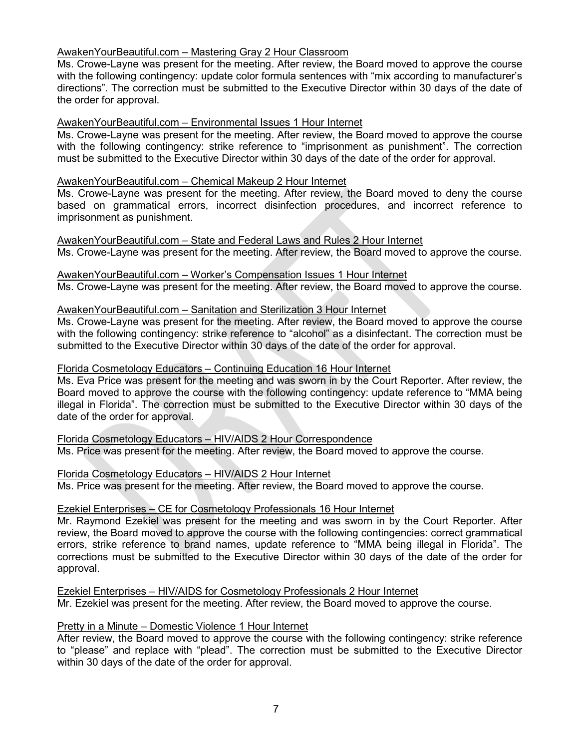AwakenYourBeautiful.com – Mastering Gray 2 Hour Classroom

Ms. Crowe-Layne was present for the meeting. After review, the Board moved to approve the course with the following contingency: update color formula sentences with "mix according to manufacturer's directions". The correction must be submitted to the Executive Director within 30 days of the date of the order for approval.

AwakenYourBeautiful.com – Environmental Issues 1 Hour Internet

Ms. Crowe-Layne was present for the meeting. After review, the Board moved to approve the course with the following contingency: strike reference to "imprisonment as punishment". The correction must be submitted to the Executive Director within 30 days of the date of the order for approval.

AwakenYourBeautiful.com – Chemical Makeup 2 Hour Internet

Ms. Crowe-Layne was present for the meeting. After review, the Board moved to deny the course based on grammatical errors, incorrect disinfection procedures, and incorrect reference to imprisonment as punishment.

AwakenYourBeautiful.com – State and Federal Laws and Rules 2 Hour Internet

Ms. Crowe-Layne was present for the meeting. After review, the Board moved to approve the course.

AwakenYourBeautiful.com – Worker's Compensation Issues 1 Hour Internet

Ms. Crowe-Layne was present for the meeting. After review, the Board moved to approve the course.

AwakenYourBeautiful.com – Sanitation and Sterilization 3 Hour Internet

Ms. Crowe-Layne was present for the meeting. After review, the Board moved to approve the course with the following contingency: strike reference to "alcohol" as a disinfectant. The correction must be submitted to the Executive Director within 30 days of the date of the order for approval.

Florida Cosmetology Educators – Continuing Education 16 Hour Internet

Ms. Eva Price was present for the meeting and was sworn in by the Court Reporter. After review, the Board moved to approve the course with the following contingency: update reference to "MMA being illegal in Florida". The correction must be submitted to the Executive Director within 30 days of the date of the order for approval.

Florida Cosmetology Educators – HIV/AIDS 2 Hour Correspondence

Ms. Price was present for the meeting. After review, the Board moved to approve the course.

Florida Cosmetology Educators – HIV/AIDS 2 Hour Internet

Ms. Price was present for the meeting. After review, the Board moved to approve the course.

Ezekiel Enterprises – CE for Cosmetology Professionals 16 Hour Internet

Mr. Raymond Ezekiel was present for the meeting and was sworn in by the Court Reporter. After review, the Board moved to approve the course with the following contingencies: correct grammatical errors, strike reference to brand names, update reference to "MMA being illegal in Florida". The corrections must be submitted to the Executive Director within 30 days of the date of the order for approval.

Ezekiel Enterprises – HIV/AIDS for Cosmetology Professionals 2 Hour Internet

Mr. Ezekiel was present for the meeting. After review, the Board moved to approve the course.

Pretty in a Minute – Domestic Violence 1 Hour Internet

After review, the Board moved to approve the course with the following contingency: strike reference to "please" and replace with "plead". The correction must be submitted to the Executive Director within 30 days of the date of the order for approval.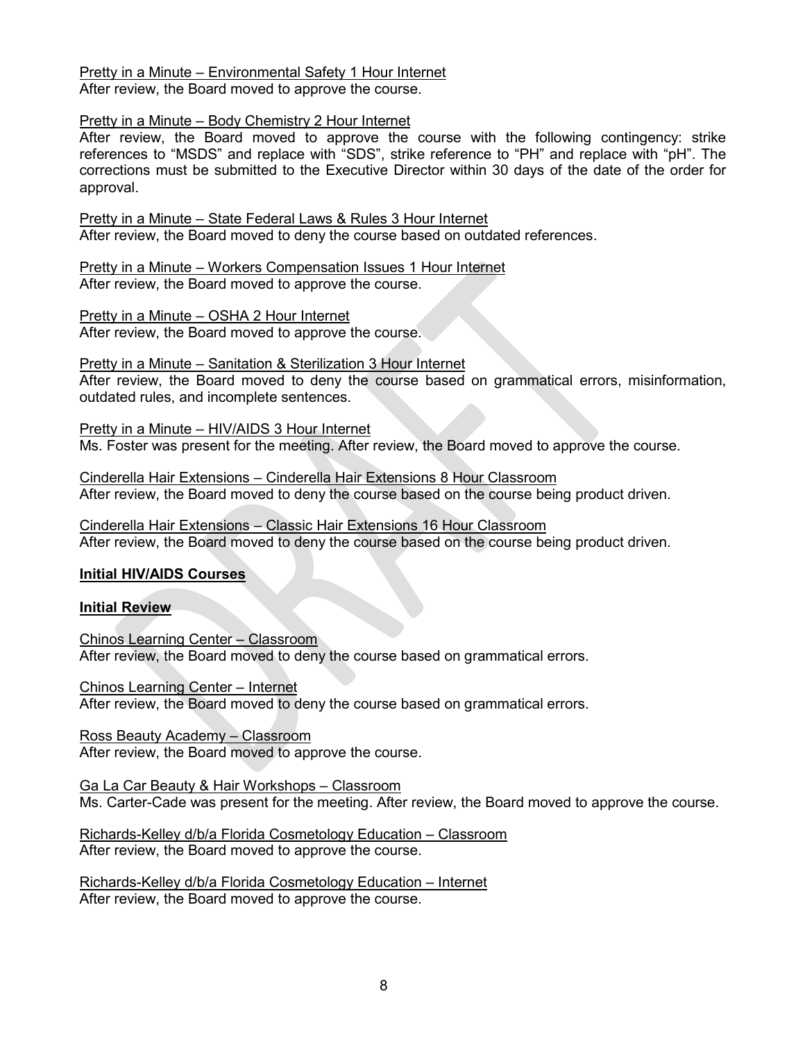<u>Pretty in a Minute – Environmental Safety 1 Hour Internet</u>
After review, the Board moved to approve the course.

<u>Pretty in a Minute – Body Chemistry 2 Hour Internet</u>
After review, the Board moved to approve the course with the following contingency: strike references to "MSDS" and replace with "SDS", strike reference to "PH" and replace with "pH". The corrections must be submitted to the Executive Director within 30 days of the date of the order for approval.

<u>Pretty in a Minute – State Federal Laws & Rules 3 Hour Internet</u>
After review, the Board moved to deny the course based on outdated references.

<u>Pretty in a Minute – Workers Compensation Issues 1 Hour Internet</u>
After review, the Board moved to approve the course.

<u>Pretty in a Minute – OSHA 2 Hour Internet</u>
After review, the Board moved to approve the course.

<u>Pretty in a Minute – Sanitation & Sterilization 3 Hour Internet</u>
After review, the Board moved to deny the course based on grammatical errors, misinformation, outdated rules, and incomplete sentences.

<u>Pretty in a Minute – HIV/AIDS 3 Hour Internet</u>
Ms. Foster was present for the meeting. After review, the Board moved to approve the course.

<u>Cinderella Hair Extensions – Cinderella Hair Extensions 8 Hour Classroom</u>
After review, the Board moved to deny the course based on the course being product driven.

<u>Cinderella Hair Extensions – Classic Hair Extensions 16 Hour Classroom</u>
After review, the Board moved to deny the course based on the course being product driven.

**<u>Initial HIV/AIDS Courses</u>**

**<u>Initial Review</u>**

<u>Chinos Learning Center – Classroom</u>
After review, the Board moved to deny the course based on grammatical errors.

<u>Chinos Learning Center – Internet</u>
After review, the Board moved to deny the course based on grammatical errors.

<u>Ross Beauty Academy – Classroom</u>
After review, the Board moved to approve the course.

<u>Ga La Car Beauty & Hair Workshops – Classroom</u>
Ms. Carter-Cade was present for the meeting. After review, the Board moved to approve the course.

<u>Richards-Kelley d/b/a Florida Cosmetology Education – Classroom</u>
After review, the Board moved to approve the course.

<u>Richards-Kelley d/b/a Florida Cosmetology Education – Internet</u>
After review, the Board moved to approve the course.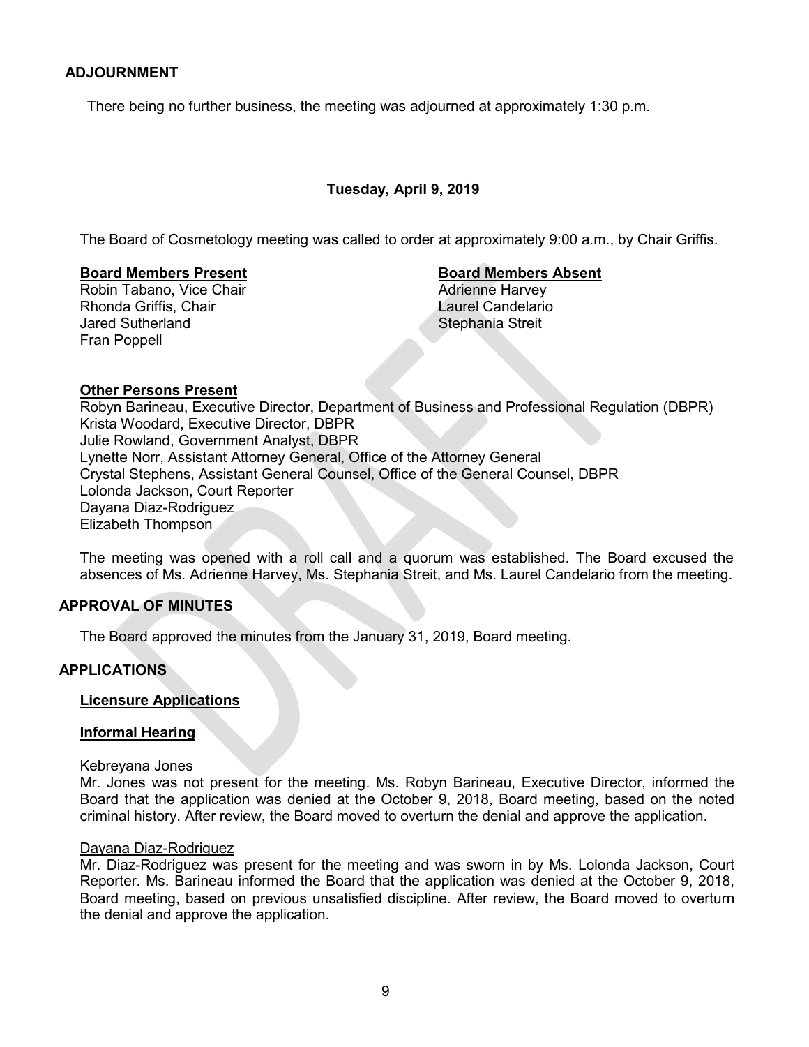## ADJOURNMENT

There being no further business, the meeting was adjourned at approximately 1:30 p.m.

**Tuesday, April 9, 2019**

The Board of Cosmetology meeting was called to order at approximately 9:00 a.m., by Chair Griffis.

**Board Members Present**

Robin Tabano, Vice Chair
Rhonda Griffis, Chair
Jared Sutherland
Fran Poppell

**Board Members Absent**

Adrienne Harvey
Laurel Candelario
Stephania Streit

**Other Persons Present**

Robyn Barineau, Executive Director, Department of Business and Professional Regulation (DBPR)
Krista Woodard, Executive Director, DBPR
Julie Rowland, Government Analyst, DBPR
Lynette Norr, Assistant Attorney General, Office of the Attorney General
Crystal Stephens, Assistant General Counsel, Office of the General Counsel, DBPR
Lolonda Jackson, Court Reporter
Dayana Diaz-Rodriguez
Elizabeth Thompson

The meeting was opened with a roll call and a quorum was established. The Board excused the absences of Ms. Adrienne Harvey, Ms. Stephania Streit, and Ms. Laurel Candelario from the meeting.

## APPROVAL OF MINUTES

The Board approved the minutes from the January 31, 2019, Board meeting.

## APPLICATIONS

**Licensure Applications**

**Informal Hearing**

Kebreyana Jones
Mr. Jones was not present for the meeting. Ms. Robyn Barineau, Executive Director, informed the Board that the application was denied at the October 9, 2018, Board meeting, based on the noted criminal history. After review, the Board moved to overturn the denial and approve the application.

Dayana Diaz-Rodriguez
Mr. Diaz-Rodriguez was present for the meeting and was sworn in by Ms. Lolonda Jackson, Court Reporter. Ms. Barineau informed the Board that the application was denied at the October 9, 2018, Board meeting, based on previous unsatisfied discipline. After review, the Board moved to overturn the denial and approve the application.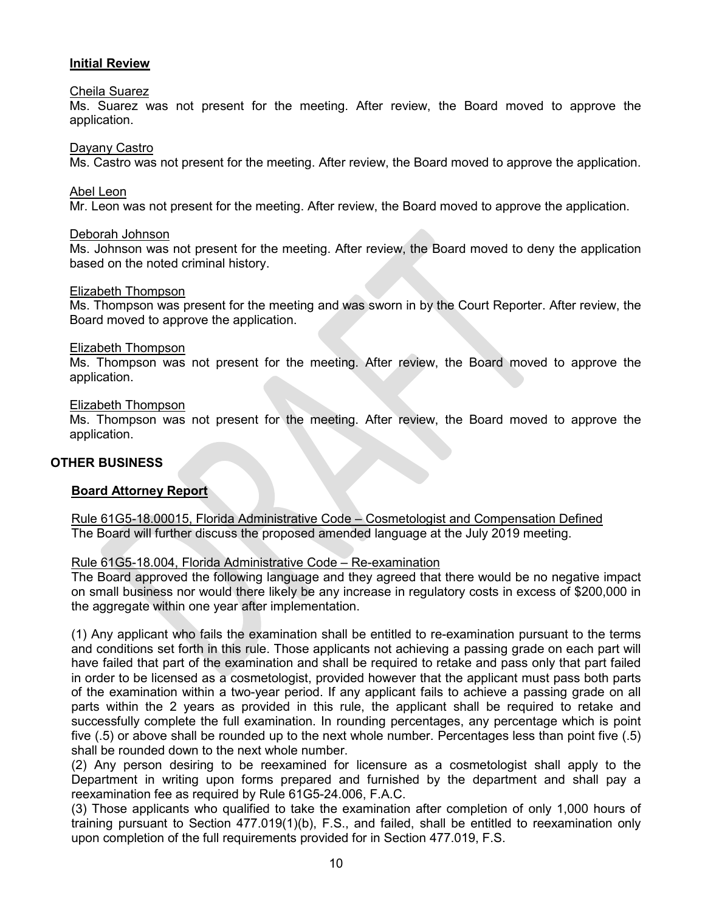**Initial Review**

Cheila Suarez

Ms. Suarez was not present for the meeting. After review, the Board moved to approve the application.

Dayany Castro

Ms. Castro was not present for the meeting. After review, the Board moved to approve the application.

Abel Leon

Mr. Leon was not present for the meeting. After review, the Board moved to approve the application.

Deborah Johnson

Ms. Johnson was not present for the meeting. After review, the Board moved to deny the application based on the noted criminal history.

Elizabeth Thompson

Ms. Thompson was present for the meeting and was sworn in by the Court Reporter. After review, the Board moved to approve the application.

Elizabeth Thompson

Ms. Thompson was not present for the meeting. After review, the Board moved to approve the application.

Elizabeth Thompson

Ms. Thompson was not present for the meeting. After review, the Board moved to approve the application.

## OTHER BUSINESS

**Board Attorney Report**

Rule 61G5-18.00015, Florida Administrative Code – Cosmetologist and Compensation Defined

The Board will further discuss the proposed amended language at the July 2019 meeting.

Rule 61G5-18.004, Florida Administrative Code – Re-examination

The Board approved the following language and they agreed that there would be no negative impact on small business nor would there likely be any increase in regulatory costs in excess of $200,000 in the aggregate within one year after implementation.

(1) Any applicant who fails the examination shall be entitled to re-examination pursuant to the terms and conditions set forth in this rule. Those applicants not achieving a passing grade on each part will have failed that part of the examination and shall be required to retake and pass only that part failed in order to be licensed as a cosmetologist, provided however that the applicant must pass both parts of the examination within a two-year period. If any applicant fails to achieve a passing grade on all parts within the 2 years as provided in this rule, the applicant shall be required to retake and successfully complete the full examination. In rounding percentages, any percentage which is point five (.5) or above shall be rounded up to the next whole number. Percentages less than point five (.5) shall be rounded down to the next whole number.

(2) Any person desiring to be reexamined for licensure as a cosmetologist shall apply to the Department in writing upon forms prepared and furnished by the department and shall pay a reexamination fee as required by Rule 61G5-24.006, F.A.C.

(3) Those applicants who qualified to take the examination after completion of only 1,000 hours of training pursuant to Section 477.019(1)(b), F.S., and failed, shall be entitled to reexamination only upon completion of the full requirements provided for in Section 477.019, F.S.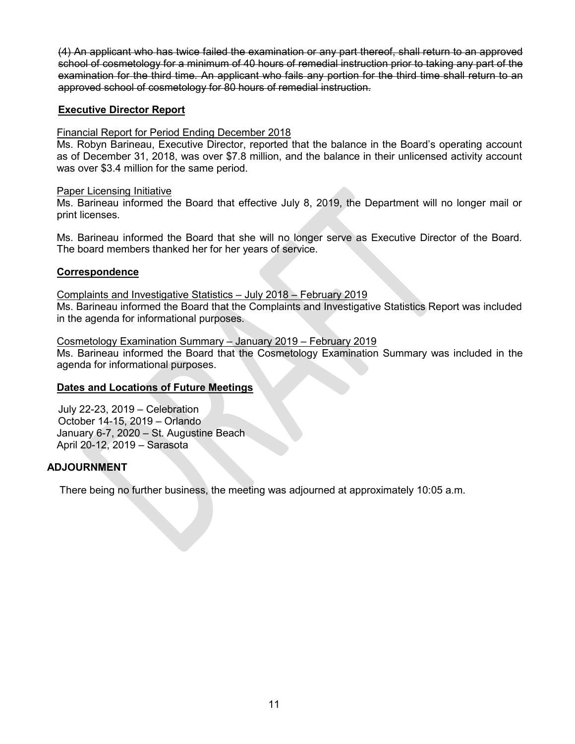~~(4) An applicant who has twice failed the examination or any part thereof, shall return to an approved school of cosmetology for a minimum of 40 hours of remedial instruction prior to taking any part of the examination for the third time. An applicant who fails any portion for the third time shall return to an approved school of cosmetology for 80 hours of remedial instruction.~~

**Executive Director Report**

Financial Report for Period Ending December 2018

Ms. Robyn Barineau, Executive Director, reported that the balance in the Board's operating account as of December 31, 2018, was over $7.8 million, and the balance in their unlicensed activity account was over $3.4 million for the same period.

Paper Licensing Initiative

Ms. Barineau informed the Board that effective July 8, 2019, the Department will no longer mail or print licenses.

Ms. Barineau informed the Board that she will no longer serve as Executive Director of the Board. The board members thanked her for her years of service.

**Correspondence**

Complaints and Investigative Statistics – July 2018 – February 2019

Ms. Barineau informed the Board that the Complaints and Investigative Statistics Report was included in the agenda for informational purposes.

Cosmetology Examination Summary – January 2019 – February 2019

Ms. Barineau informed the Board that the Cosmetology Examination Summary was included in the agenda for informational purposes.

**Dates and Locations of Future Meetings**

July 22-23, 2019 – Celebration
October 14-15, 2019 – Orlando
January 6-7, 2020 – St. Augustine Beach
April 20-12, 2019 – Sarasota

## ADJOURNMENT

There being no further business, the meeting was adjourned at approximately 10:05 a.m.